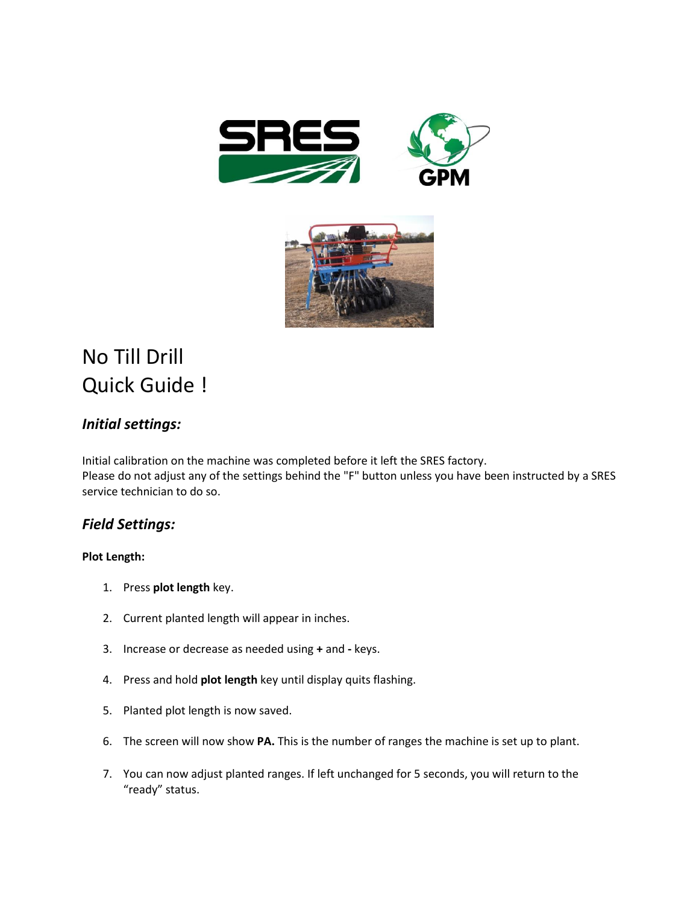# No Till Drill Quick Guide !

## *Initial settings:*

Initial calibration on the machine was completed before it left the SRES factory.
Please do not adjust any of the settings behind the "F" button unless you have been instructed by a SRES service technician to do so.

## *Field Settings:*

**Plot Length:**

1. Press **plot length** key.
2. Current planted length will appear in inches.
3. Increase or decrease as needed using **+** and **-** keys.
4. Press and hold **plot length** key until display quits flashing.
5. Planted plot length is now saved.
6. The screen will now show **PA.** This is the number of ranges the machine is set up to plant.
7. You can now adjust planted ranges. If left unchanged for 5 seconds, you will return to the "ready" status.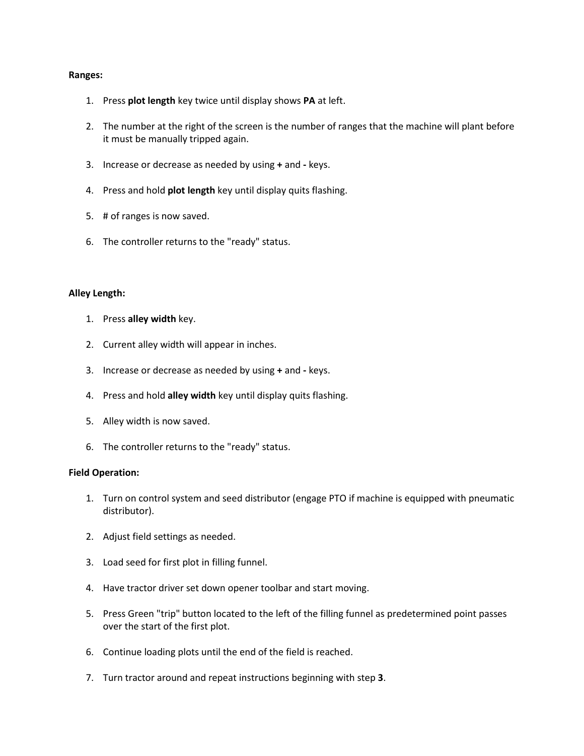**Ranges:**

1. Press **plot length** key twice until display shows **PA** at left.
2. The number at the right of the screen is the number of ranges that the machine will plant before it must be manually tripped again.
3. Increase or decrease as needed by using **+** and **-** keys.
4. Press and hold **plot length** key until display quits flashing.
5. # of ranges is now saved.
6. The controller returns to the "ready" status.

**Alley Length:**

1. Press **alley width** key.
2. Current alley width will appear in inches.
3. Increase or decrease as needed by using **+** and **-** keys.
4. Press and hold **alley width** key until display quits flashing.
5. Alley width is now saved.
6. The controller returns to the "ready" status.

**Field Operation:**

1. Turn on control system and seed distributor (engage PTO if machine is equipped with pneumatic distributor).
2. Adjust field settings as needed.
3. Load seed for first plot in filling funnel.
4. Have tractor driver set down opener toolbar and start moving.
5. Press Green "trip" button located to the left of the filling funnel as predetermined point passes over the start of the first plot.
6. Continue loading plots until the end of the field is reached.
7. Turn tractor around and repeat instructions beginning with step **3**.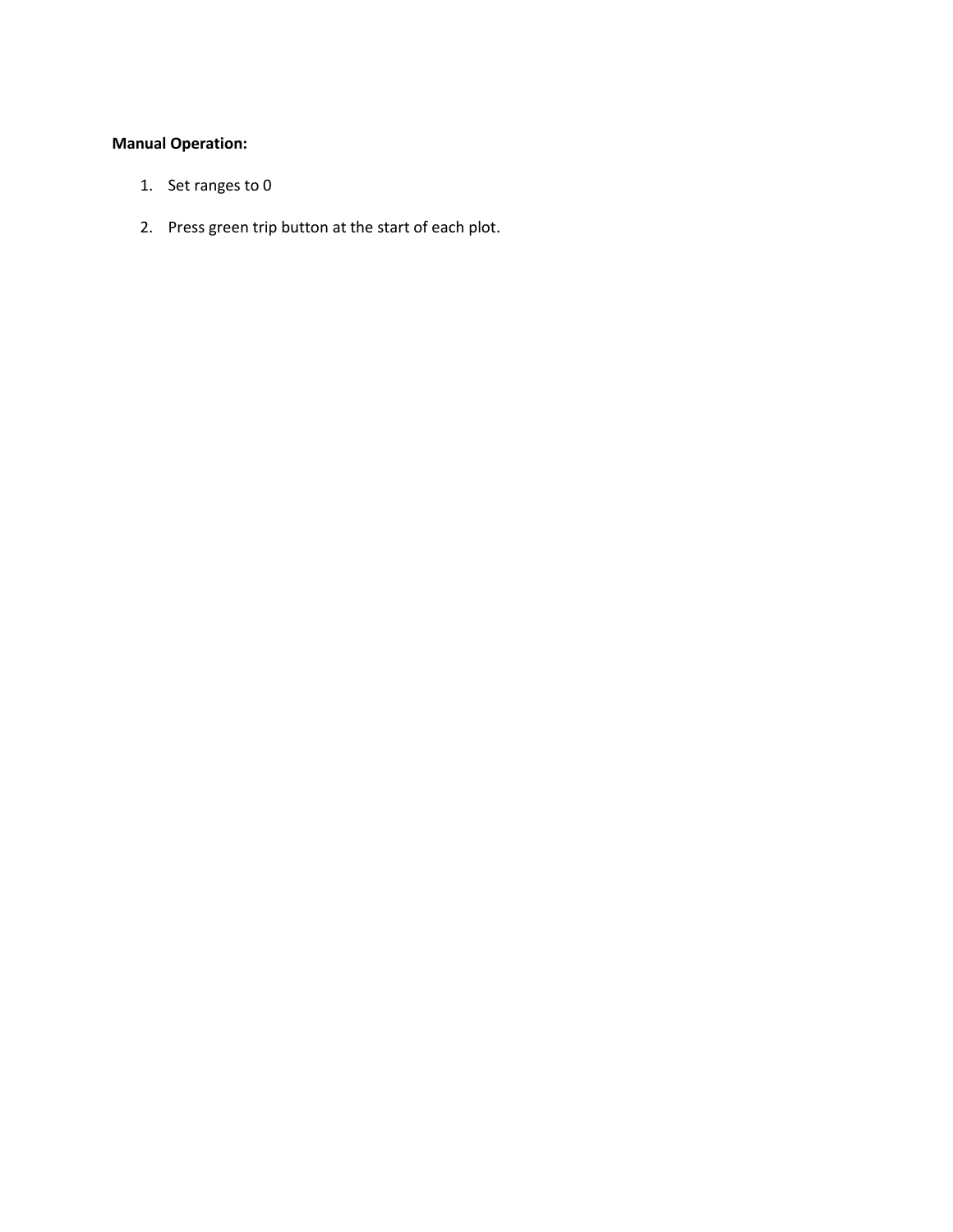**Manual Operation:**

1. Set ranges to 0

2. Press green trip button at the start of each plot.